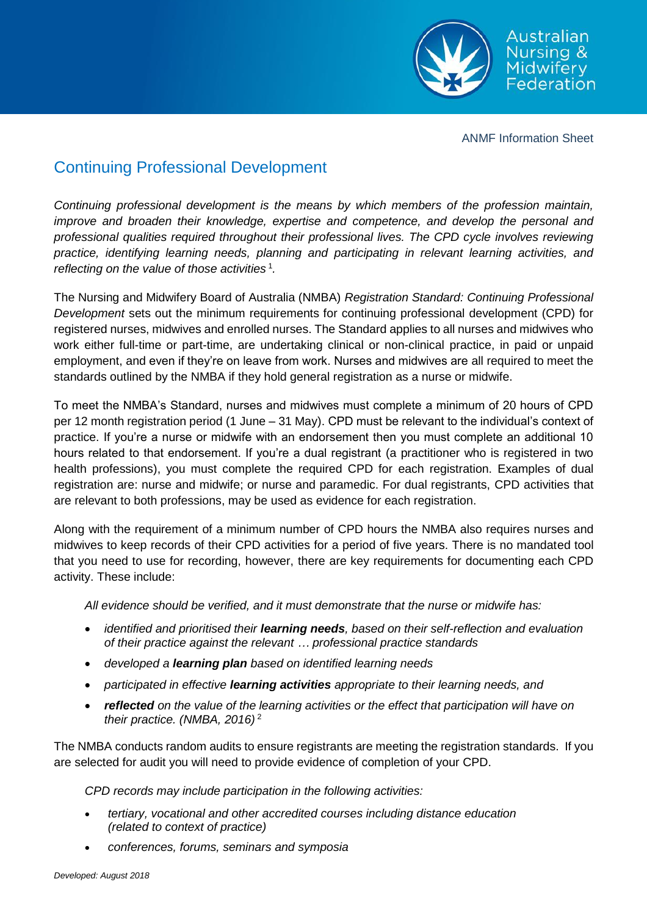ANMF Information Sheet

# Continuing Professional Development

*Continuing professional development is the means by which members of the profession maintain, improve and broaden their knowledge, expertise and competence, and develop the personal and professional qualities required throughout their professional lives. The CPD cycle involves reviewing practice, identifying learning needs, planning and participating in relevant learning activities, and reflecting on the value of those activities* [1].

The Nursing and Midwifery Board of Australia (NMBA) *Registration Standard: Continuing Professional Development* sets out the minimum requirements for continuing professional development (CPD) for registered nurses, midwives and enrolled nurses. The Standard applies to all nurses and midwives who work either full-time or part-time, are undertaking clinical or non-clinical practice, in paid or unpaid employment, and even if they're on leave from work. Nurses and midwives are all required to meet the standards outlined by the NMBA if they hold general registration as a nurse or midwife.

To meet the NMBA's Standard, nurses and midwives must complete a minimum of 20 hours of CPD per 12 month registration period (1 June – 31 May). CPD must be relevant to the individual's context of practice. If you're a nurse or midwife with an endorsement then you must complete an additional 10 hours related to that endorsement. If you're a dual registrant (a practitioner who is registered in two health professions), you must complete the required CPD for each registration. Examples of dual registration are: nurse and midwife; or nurse and paramedic. For dual registrants, CPD activities that are relevant to both professions, may be used as evidence for each registration.

Along with the requirement of a minimum number of CPD hours the NMBA also requires nurses and midwives to keep records of their CPD activities for a period of five years. There is no mandated tool that you need to use for recording, however, there are key requirements for documenting each CPD activity. These include:

> *All evidence should be verified, and it must demonstrate that the nurse or midwife has:*
>
> - *identified and prioritised their **learning needs**, based on their self-reflection and evaluation of their practice against the relevant … professional practice standards*
> - *developed a **learning plan** based on identified learning needs*
> - *participated in effective **learning activities** appropriate to their learning needs, and*
> - ***reflected** on the value of the learning activities or the effect that participation will have on their practice. (NMBA, 2016)* [2]

The NMBA conducts random audits to ensure registrants are meeting the registration standards. If you are selected for audit you will need to provide evidence of completion of your CPD.

> *CPD records may include participation in the following activities:*
>
> - *tertiary, vocational and other accredited courses including distance education (related to context of practice)*
> - *conferences, forums, seminars and symposia*

*Developed: August 2018*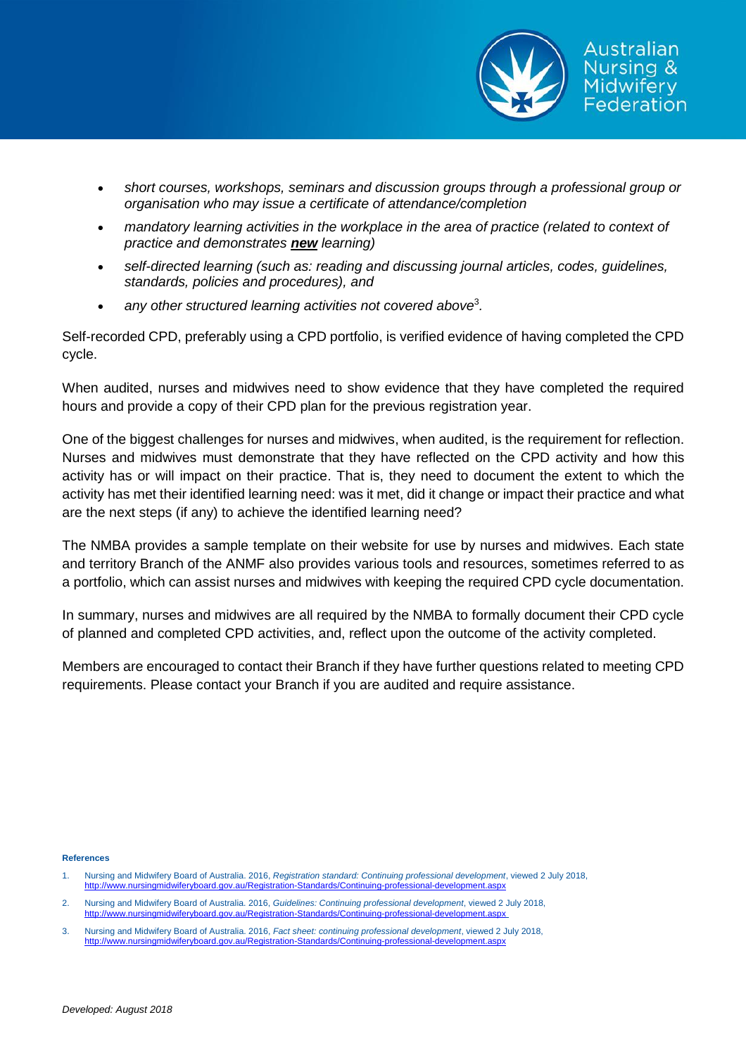- *short courses, workshops, seminars and discussion groups through a professional group or organisation who may issue a certificate of attendance/completion*
- *mandatory learning activities in the workplace in the area of practice (related to context of practice and demonstrates* ***new*** *learning)*
- *self-directed learning (such as: reading and discussing journal articles, codes, guidelines, standards, policies and procedures), and*
- *any other structured learning activities not covered above*[3]*.*

Self-recorded CPD, preferably using a CPD portfolio, is verified evidence of having completed the CPD cycle.

When audited, nurses and midwives need to show evidence that they have completed the required hours and provide a copy of their CPD plan for the previous registration year.

One of the biggest challenges for nurses and midwives, when audited, is the requirement for reflection. Nurses and midwives must demonstrate that they have reflected on the CPD activity and how this activity has or will impact on their practice. That is, they need to document the extent to which the activity has met their identified learning need: was it met, did it change or impact their practice and what are the next steps (if any) to achieve the identified learning need?

The NMBA provides a sample template on their website for use by nurses and midwives. Each state and territory Branch of the ANMF also provides various tools and resources, sometimes referred to as a portfolio, which can assist nurses and midwives with keeping the required CPD cycle documentation.

In summary, nurses and midwives are all required by the NMBA to formally document their CPD cycle of planned and completed CPD activities, and, reflect upon the outcome of the activity completed.

Members are encouraged to contact their Branch if they have further questions related to meeting CPD requirements. Please contact your Branch if you are audited and require assistance.

**References**

1. Nursing and Midwifery Board of Australia. 2016, *Registration standard: Continuing professional development*, viewed 2 July 2018, http://www.nursingmidwiferyboard.gov.au/Registration-Standards/Continuing-professional-development.aspx
2. Nursing and Midwifery Board of Australia. 2016, *Guidelines: Continuing professional development*, viewed 2 July 2018, http://www.nursingmidwiferyboard.gov.au/Registration-Standards/Continuing-professional-development.aspx
3. Nursing and Midwifery Board of Australia. 2016, *Fact sheet: continuing professional development*, viewed 2 July 2018, http://www.nursingmidwiferyboard.gov.au/Registration-Standards/Continuing-professional-development.aspx

*Developed: August 2018*